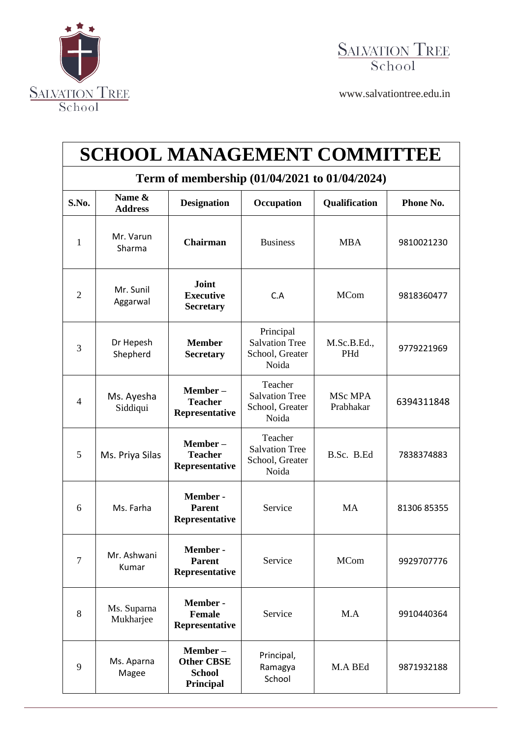SALVATION TREE School

www.salvationtree.edu.in

# SCHOOL MANAGEMENT COMMITTEE

## Term of membership (01/04/2021 to 01/04/2024)

| S.No. | Name & Address | Designation | Occupation | Qualification | Phone No. |
|---|---|---|---|---|---|
| 1 | Mr. Varun Sharma | **Chairman** | Business | MBA | 9810021230 |
| 2 | Mr. Sunil Aggarwal | **Joint Executive Secretary** | C.A | MCom | 9818360477 |
| 3 | Dr Hepesh Shepherd | **Member Secretary** | Principal Salvation Tree School, Greater Noida | M.Sc.B.Ed., PHd | 9779221969 |
| 4 | Ms. Ayesha Siddiqui | **Member – Teacher Representative** | Teacher Salvation Tree School, Greater Noida | MSc MPA Prabhakar | 6394311848 |
| 5 | Ms. Priya Silas | **Member – Teacher Representative** | Teacher Salvation Tree School, Greater Noida | B.Sc. B.Ed | 7838374883 |
| 6 | Ms. Farha | **Member - Parent Representative** | Service | MA | 81306 85355 |
| 7 | Mr. Ashwani Kumar | **Member - Parent Representative** | Service | MCom | 9929707776 |
| 8 | Ms. Suparna Mukharjee | **Member - Female Representative** | Service | M.A | 9910440364 |
| 9 | Ms. Aparna Magee | **Member – Other CBSE School Principal** | Principal, Ramagya School | M.A BEd | 9871932188 |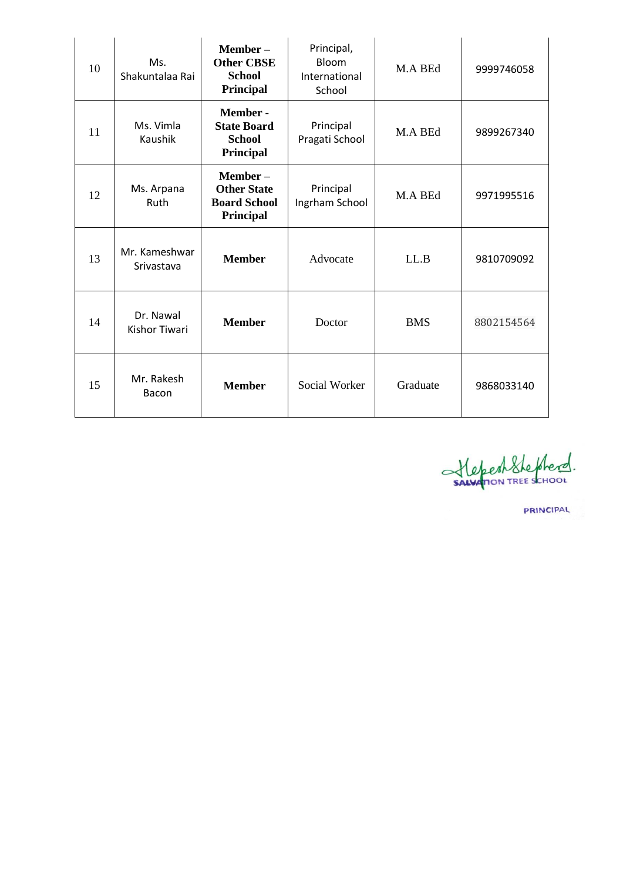| | | | | | |
|---|---|---|---|---|---|
| 10 | Ms. Shakuntalaa Rai | **Member – Other CBSE School Principal** | Principal, Bloom International School | M.A BEd | 9999746058 |
| 11 | Ms. Vimla Kaushik | **Member - State Board School Principal** | Principal Pragati School | M.A BEd | 9899267340 |
| 12 | Ms. Arpana Ruth | **Member – Other State Board School Principal** | Principal Ingrham School | M.A BEd | 9971995516 |
| 13 | Mr. Kameshwar Srivastava | **Member** | Advocate | LL.B | 9810709092 |
| 14 | Dr. Nawal Kishor Tiwari | **Member** | Doctor | BMS | 8802154564 |
| 15 | Mr. Rakesh Bacon | **Member** | Social Worker | Graduate | 9868033140 |

Hepesh Shepherd.
SALVATION TREE SCHOOL
PRINCIPAL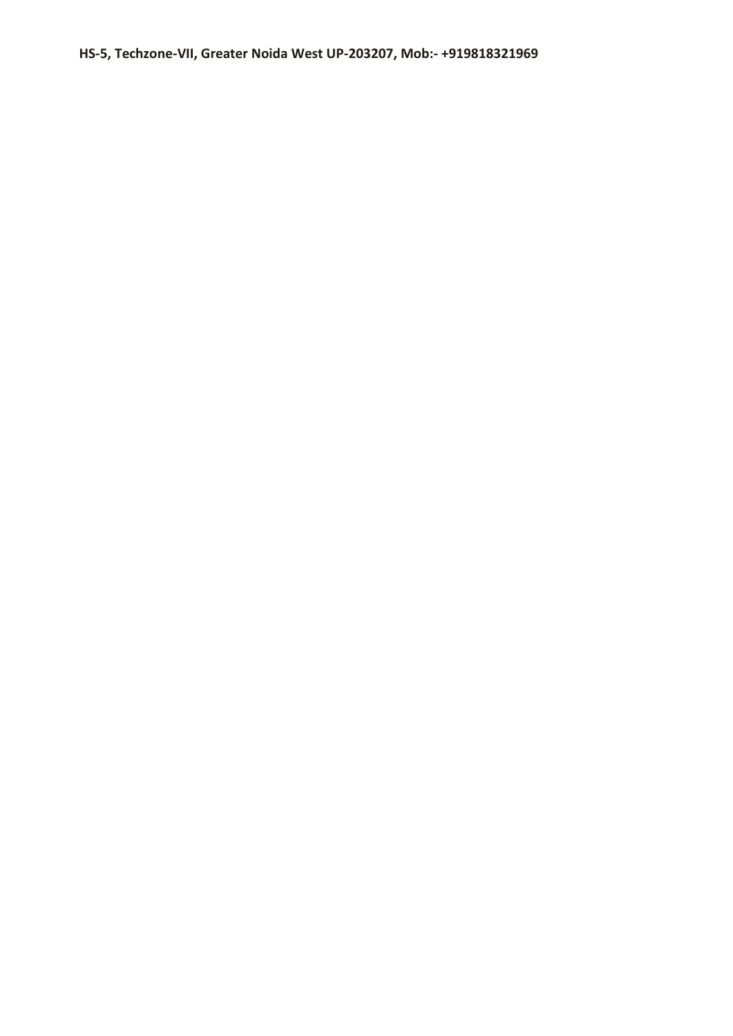**HS-5, Techzone-VII, Greater Noida West UP-203207, Mob:- +919818321969**